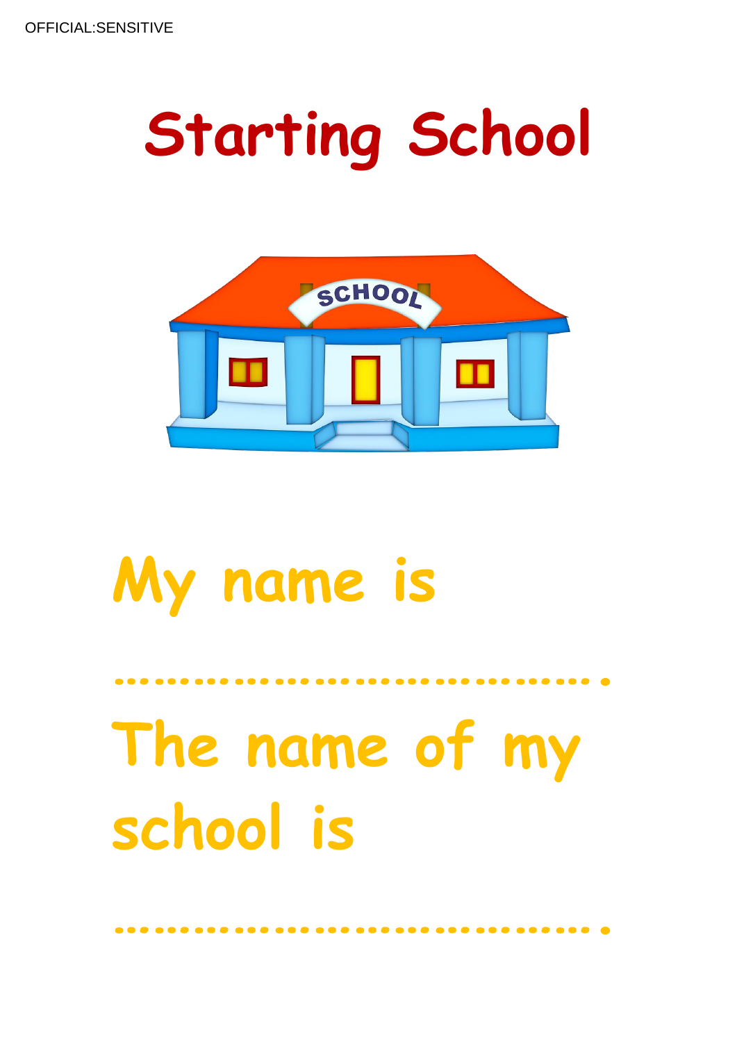# Starting School

My name is

……………………………………

The name of my school is

……………………………………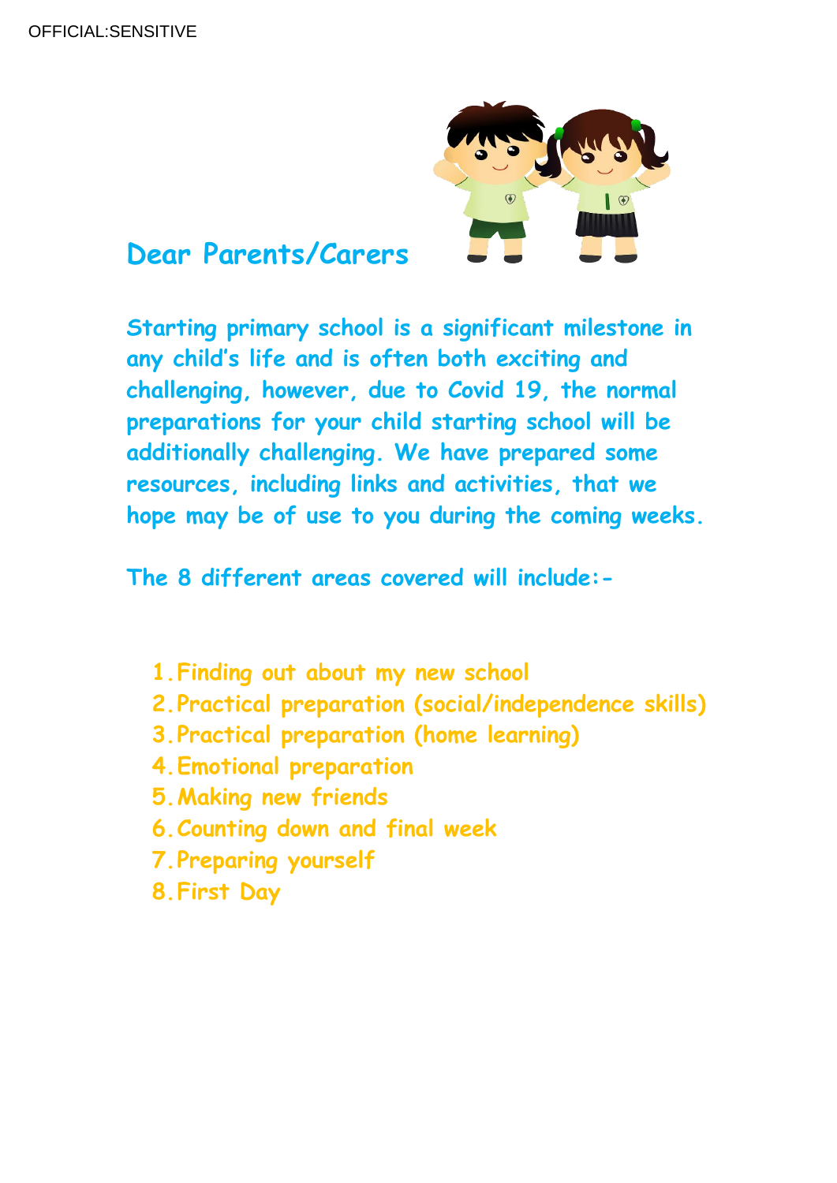## Dear Parents/Carers

**Starting primary school is a significant milestone in any child's life and is often both exciting and challenging, however, due to Covid 19, the normal preparations for your child starting school will be additionally challenging. We have prepared some resources, including links and activities, that we hope may be of use to you during the coming weeks.**

**The 8 different areas covered will include:-**

1. **Finding out about my new school**
2. **Practical preparation (social/independence skills)**
3. **Practical preparation (home learning)**
4. **Emotional preparation**
5. **Making new friends**
6. **Counting down and final week**
7. **Preparing yourself**
8. **First Day**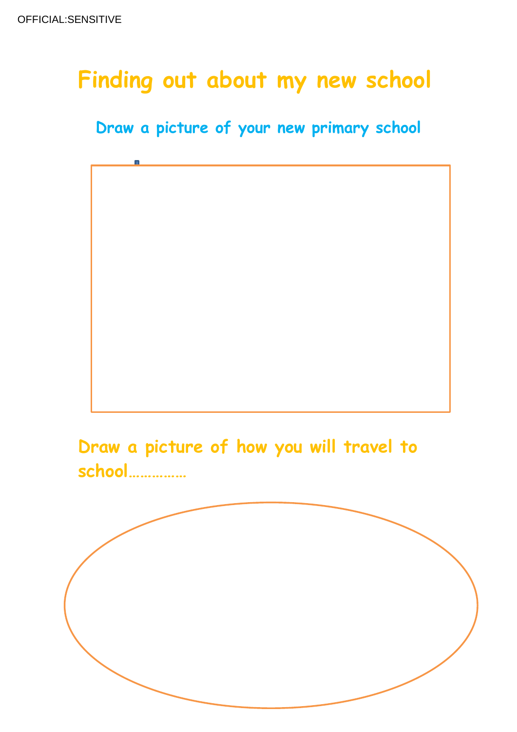# Finding out about my new school

## Draw a picture of your new primary school

## Draw a picture of how you will travel to school……………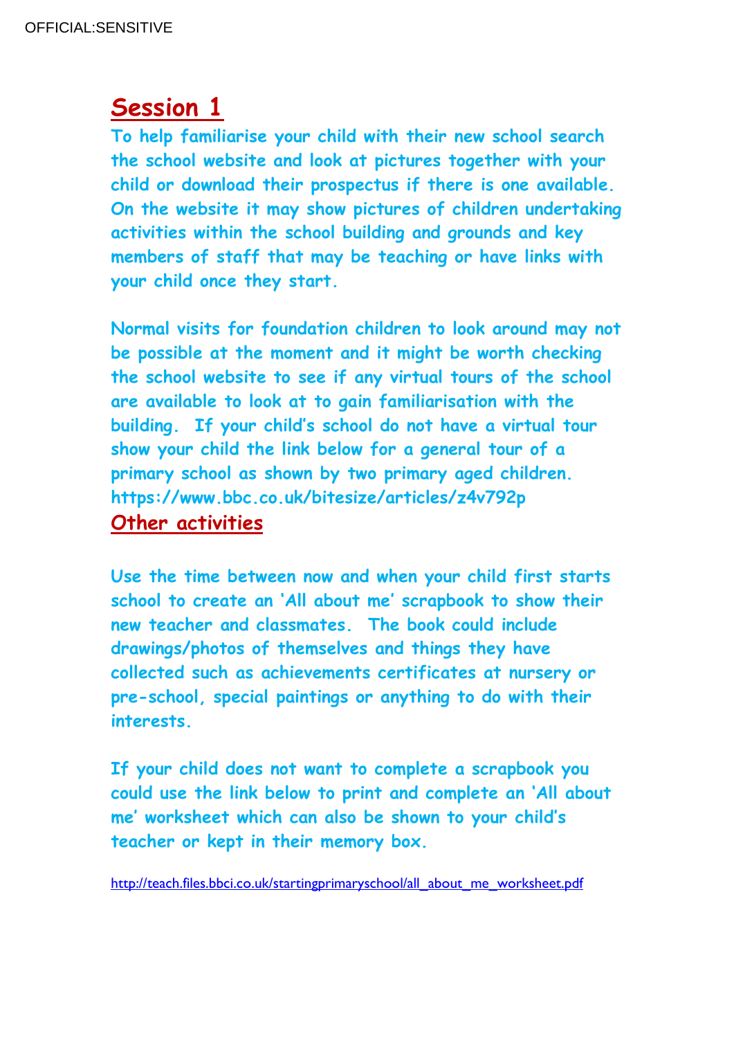## Session 1

**To help familiarise your child with their new school search the school website and look at pictures together with your child or download their prospectus if there is one available. On the website it may show pictures of children undertaking activities within the school building and grounds and key members of staff that may be teaching or have links with your child once they start.**

**Normal visits for foundation children to look around may not be possible at the moment and it might be worth checking the school website to see if any virtual tours of the school are available to look at to gain familiarisation with the building. If your child's school do not have a virtual tour show your child the link below for a general tour of a primary school as shown by two primary aged children. https://www.bbc.co.uk/bitesize/articles/z4v792p**

## Other activities

**Use the time between now and when your child first starts school to create an 'All about me' scrapbook to show their new teacher and classmates. The book could include drawings/photos of themselves and things they have collected such as achievements certificates at nursery or pre-school, special paintings or anything to do with their interests.**

**If your child does not want to complete a scrapbook you could use the link below to print and complete an 'All about me' worksheet which can also be shown to your child's teacher or kept in their memory box.**

http://teach.files.bbci.co.uk/startingprimaryschool/all_about_me_worksheet.pdf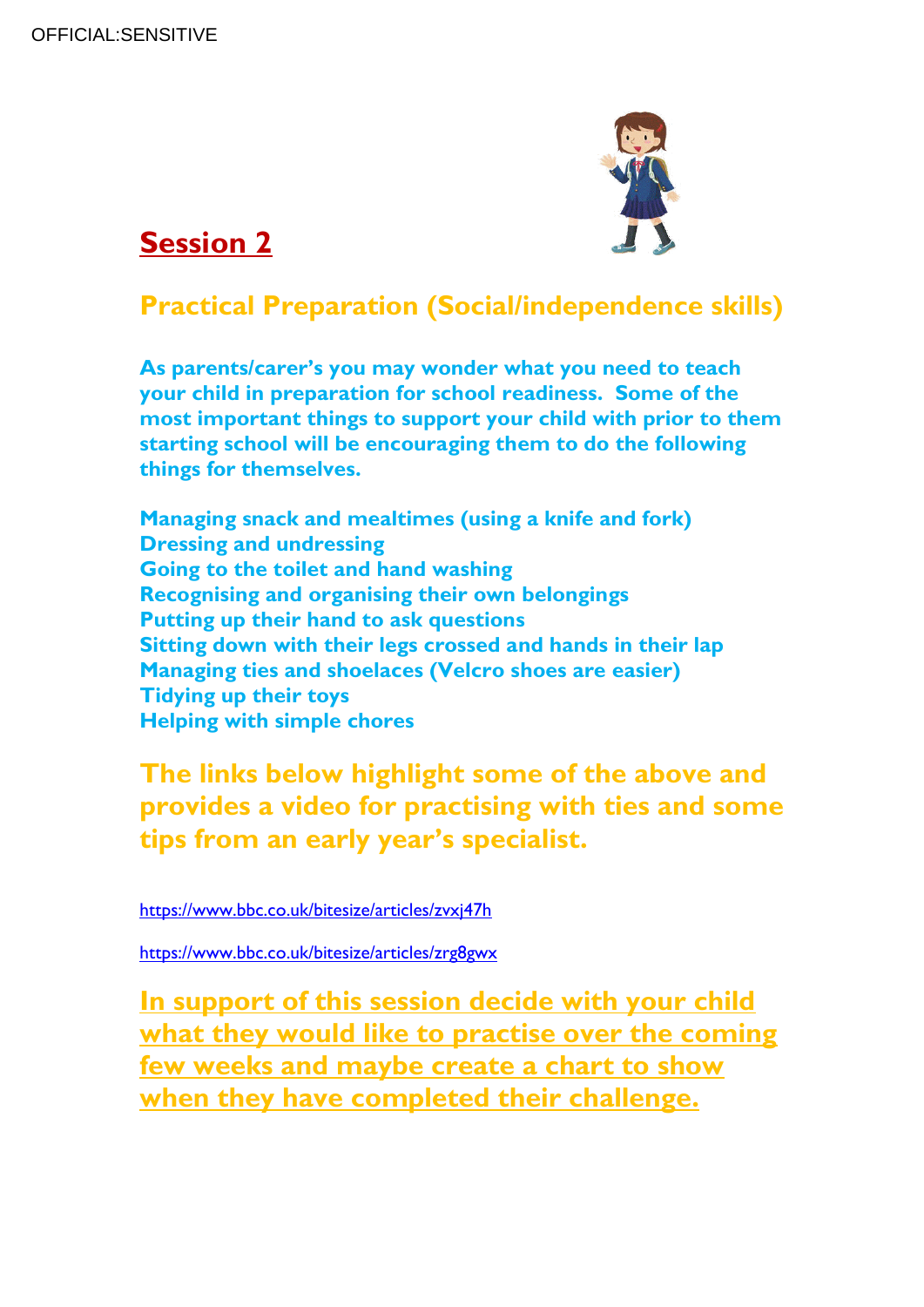## Session 2

### Practical Preparation (Social/independence skills)

**As parents/carer's you may wonder what you need to teach your child in preparation for school readiness. Some of the most important things to support your child with prior to them starting school will be encouraging them to do the following things for themselves.**

**Managing snack and mealtimes (using a knife and fork)**
**Dressing and undressing**
**Going to the toilet and hand washing**
**Recognising and organising their own belongings**
**Putting up their hand to ask questions**
**Sitting down with their legs crossed and hands in their lap**
**Managing ties and shoelaces (Velcro shoes are easier)**
**Tidying up their toys**
**Helping with simple chores**

**The links below highlight some of the above and provides a video for practising with ties and some tips from an early year's specialist.**

https://www.bbc.co.uk/bitesize/articles/zvxj47h

https://www.bbc.co.uk/bitesize/articles/zrg8gwx

**In support of this session decide with your child what they would like to practise over the coming few weeks and maybe create a chart to show when they have completed their challenge.**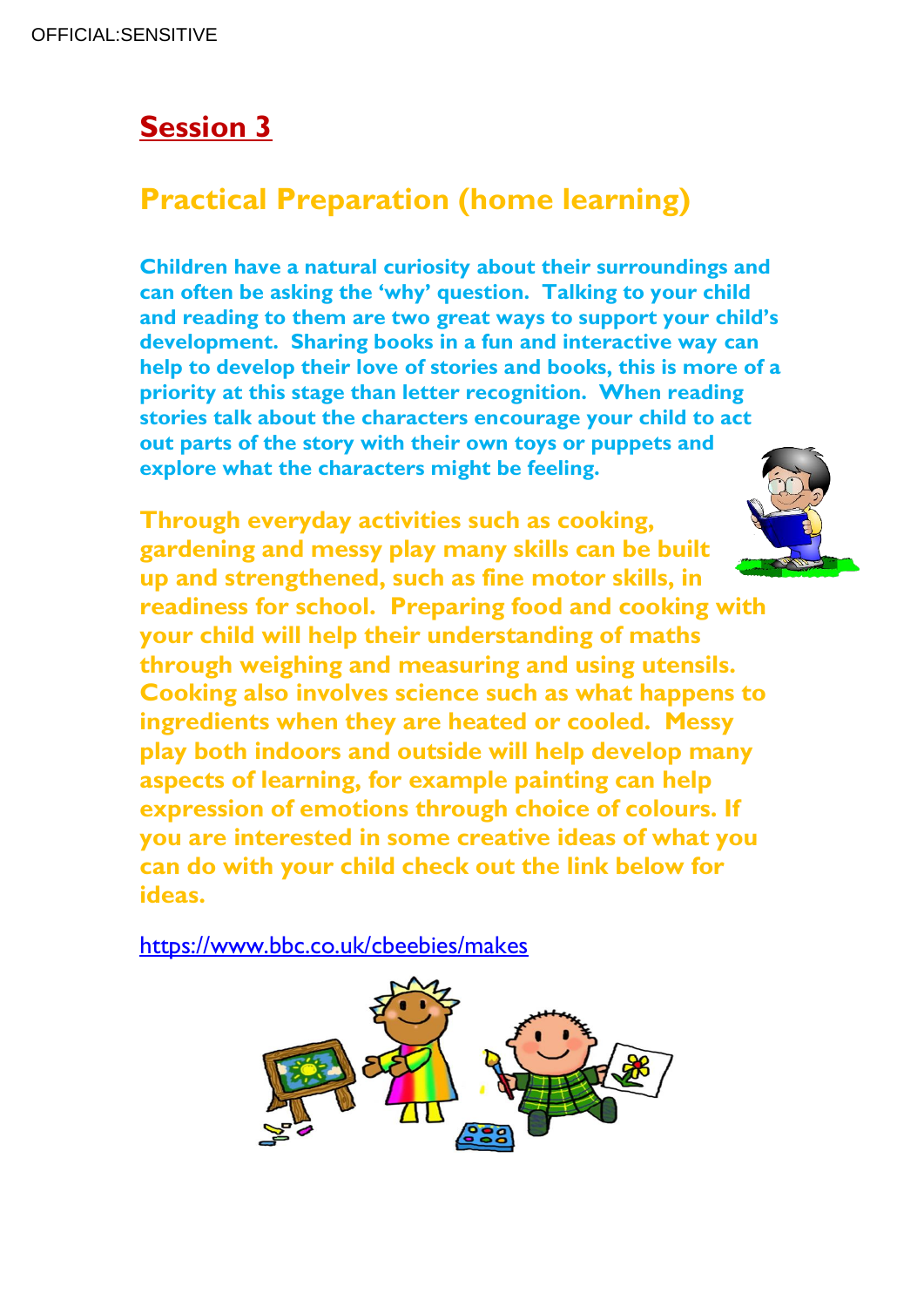## Session 3

### Practical Preparation (home learning)

**Children have a natural curiosity about their surroundings and can often be asking the 'why' question. Talking to your child and reading to them are two great ways to support your child's development. Sharing books in a fun and interactive way can help to develop their love of stories and books, this is more of a priority at this stage than letter recognition. When reading stories talk about the characters encourage your child to act out parts of the story with their own toys or puppets and explore what the characters might be feeling.**

**Through everyday activities such as cooking, gardening and messy play many skills can be built up and strengthened, such as fine motor skills, in readiness for school. Preparing food and cooking with your child will help their understanding of maths through weighing and measuring and using utensils. Cooking also involves science such as what happens to ingredients when they are heated or cooled. Messy play both indoors and outside will help develop many aspects of learning, for example painting can help expression of emotions through choice of colours. If you are interested in some creative ideas of what you can do with your child check out the link below for ideas.**

https://www.bbc.co.uk/cbeebies/makes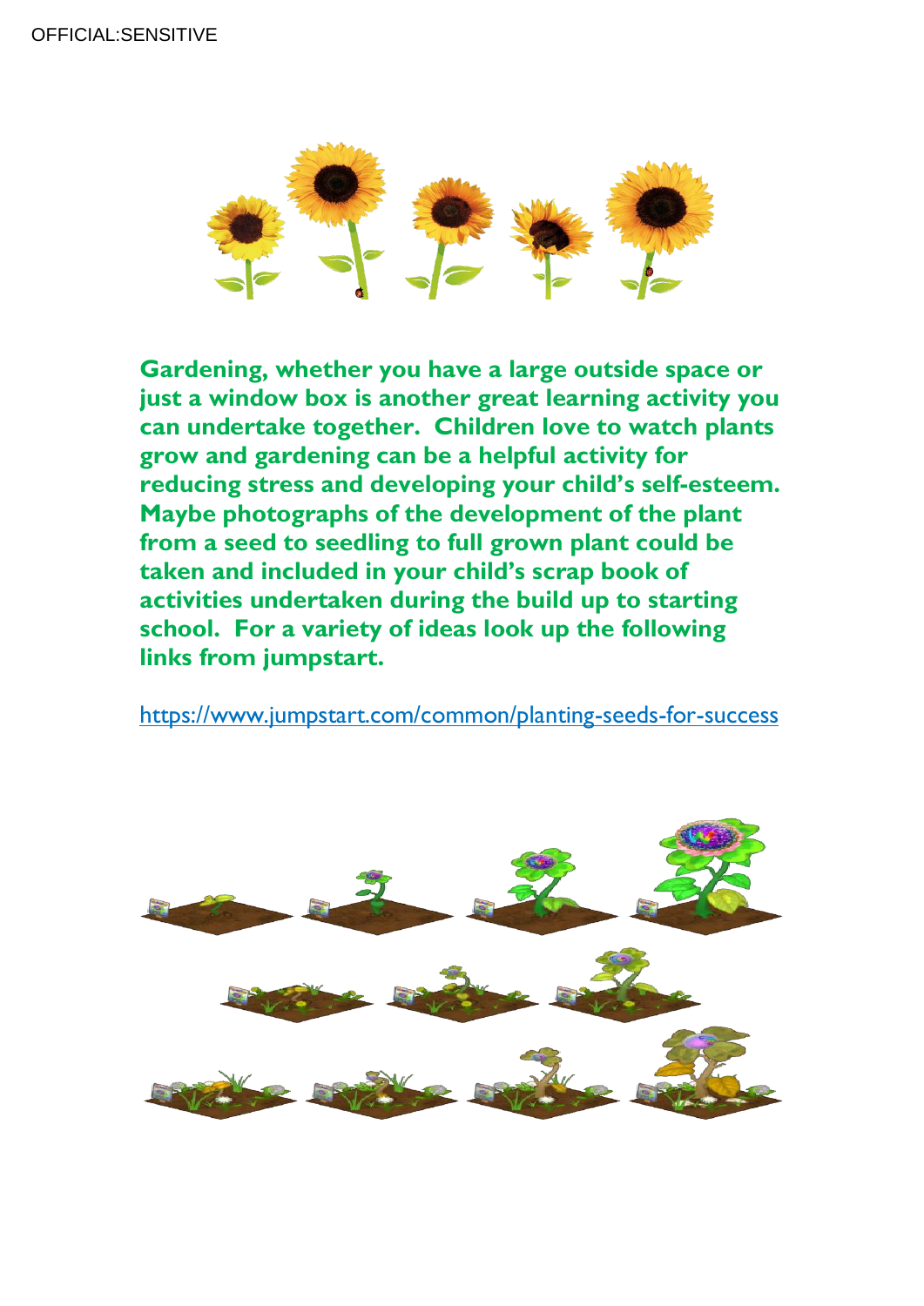**Gardening, whether you have a large outside space or just a window box is another great learning activity you can undertake together. Children love to watch plants grow and gardening can be a helpful activity for reducing stress and developing your child's self-esteem. Maybe photographs of the development of the plant from a seed to seedling to full grown plant could be taken and included in your child's scrap book of activities undertaken during the build up to starting school. For a variety of ideas look up the following links from jumpstart.**

[https://www.jumpstart.com/common/planting-seeds-for-success](https://www.jumpstart.com/common/planting-seeds-for-success)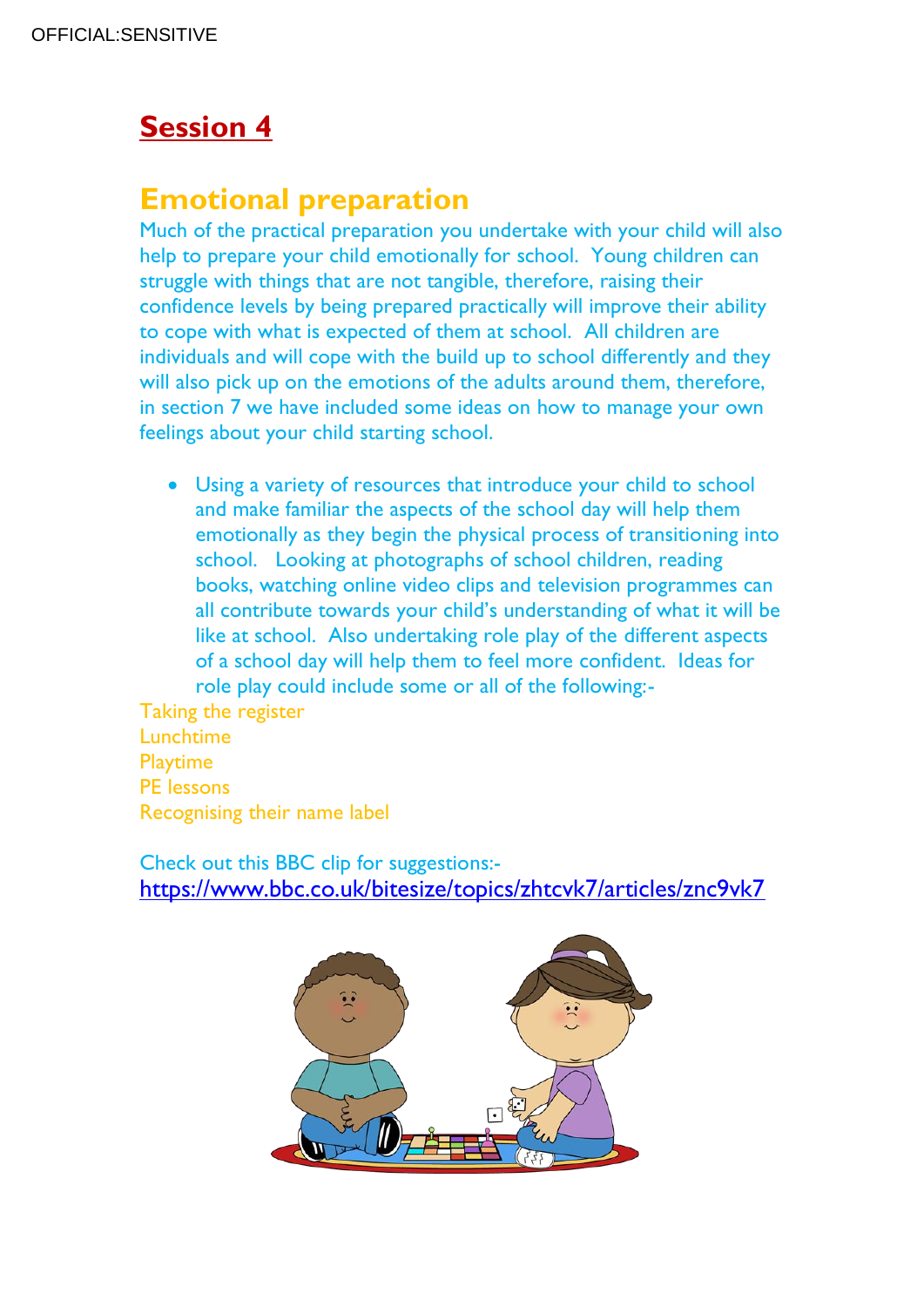# Session 4

## Emotional preparation

Much of the practical preparation you undertake with your child will also help to prepare your child emotionally for school. Young children can struggle with things that are not tangible, therefore, raising their confidence levels by being prepared practically will improve their ability to cope with what is expected of them at school. All children are individuals and will cope with the build up to school differently and they will also pick up on the emotions of the adults around them, therefore, in section 7 we have included some ideas on how to manage your own feelings about your child starting school.

- Using a variety of resources that introduce your child to school and make familiar the aspects of the school day will help them emotionally as they begin the physical process of transitioning into school. Looking at photographs of school children, reading books, watching online video clips and television programmes can all contribute towards your child's understanding of what it will be like at school. Also undertaking role play of the different aspects of a school day will help them to feel more confident. Ideas for role play could include some or all of the following:-

Taking the register
Lunchtime
Playtime
PE lessons
Recognising their name label

Check out this BBC clip for suggestions:-
https://www.bbc.co.uk/bitesize/topics/zhtcvk7/articles/znc9vk7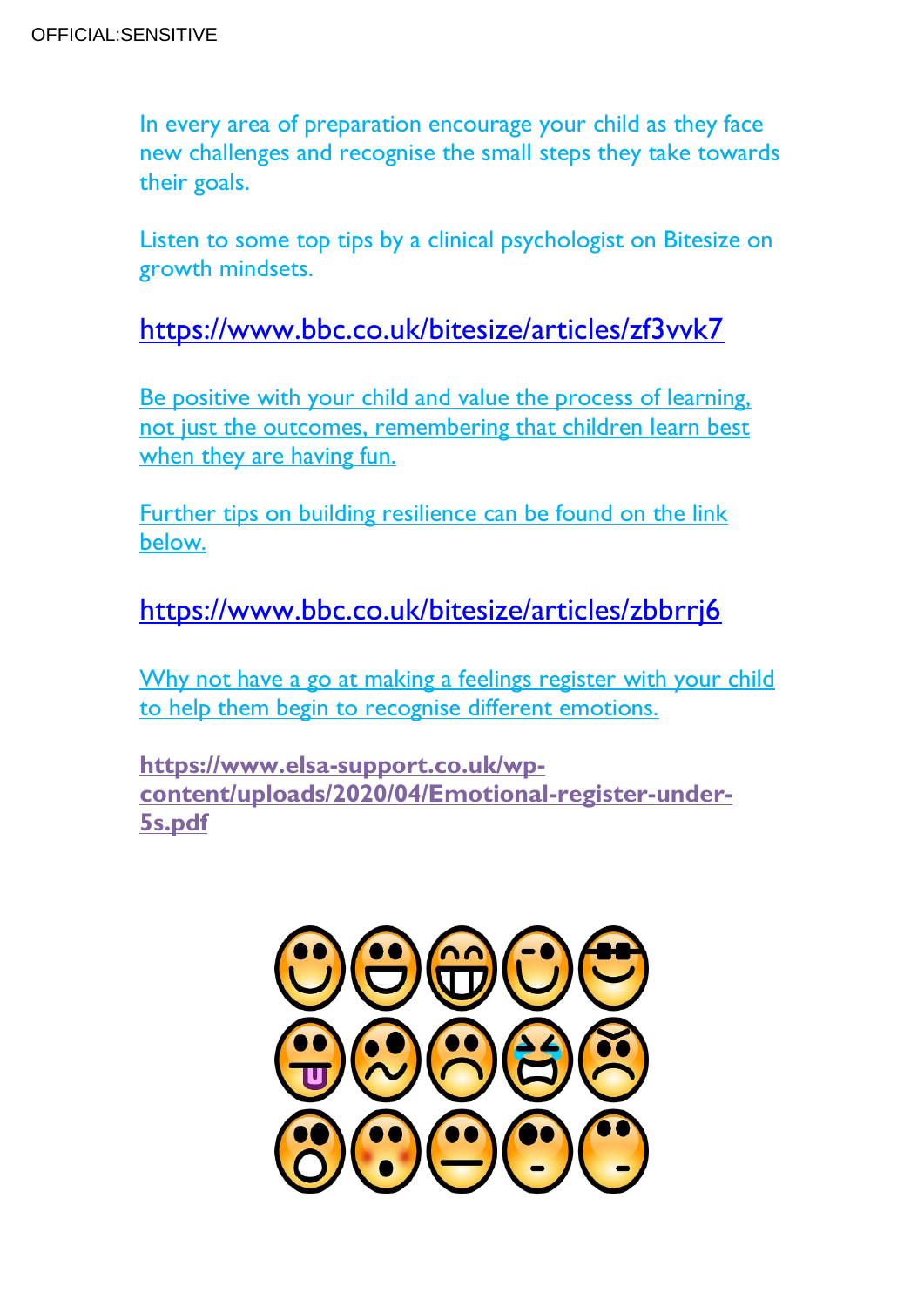In every area of preparation encourage your child as they face new challenges and recognise the small steps they take towards their goals.

Listen to some top tips by a clinical psychologist on Bitesize on growth mindsets.

https://www.bbc.co.uk/bitesize/articles/zf3vvk7

Be positive with your child and value the process of learning, not just the outcomes, remembering that children learn best when they are having fun.

Further tips on building resilience can be found on the link below.

https://www.bbc.co.uk/bitesize/articles/zbbrrj6

Why not have a go at making a feelings register with your child to help them begin to recognise different emotions.

**https://www.elsa-support.co.uk/wp-content/uploads/2020/04/Emotional-register-under-5s.pdf**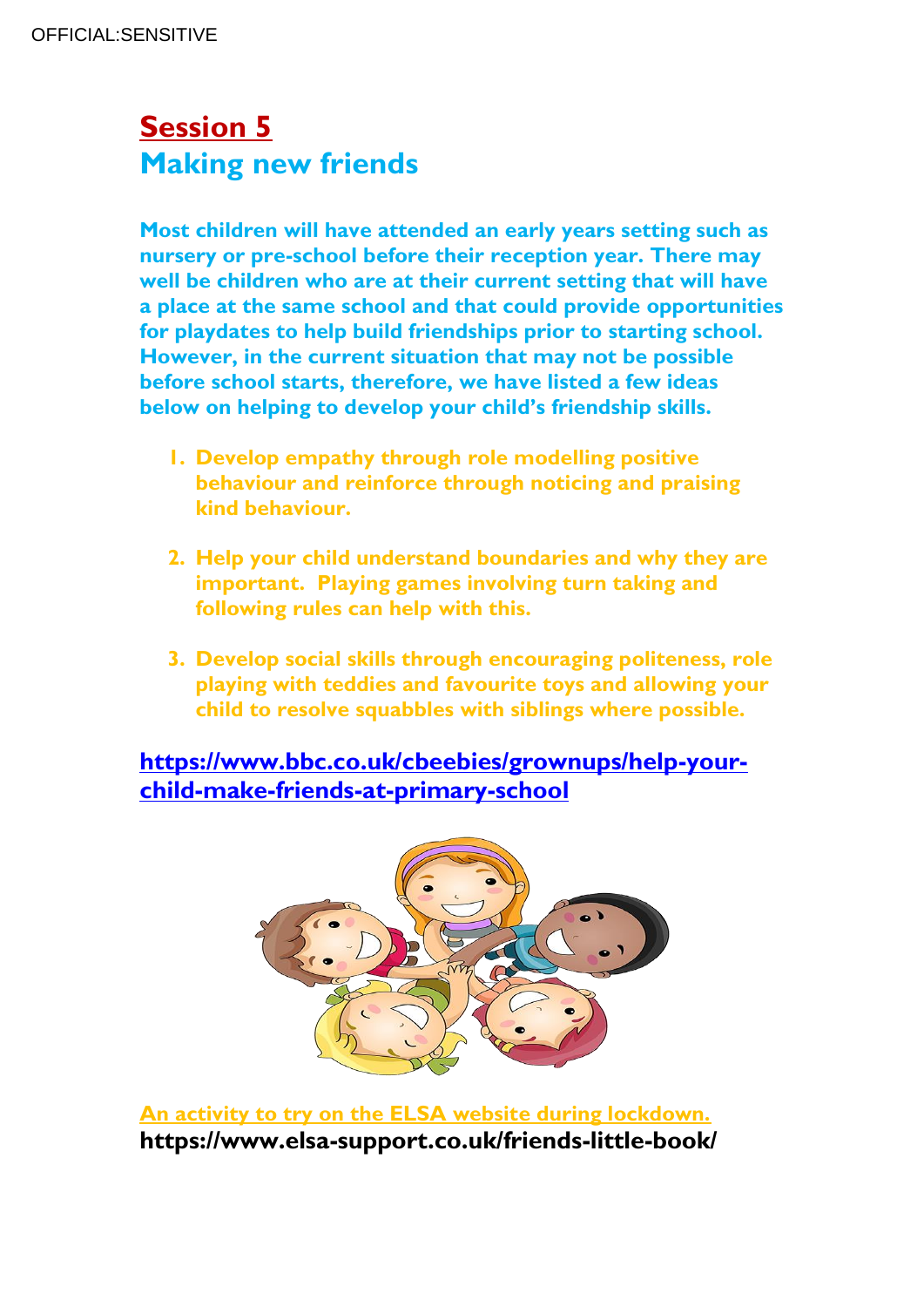# Session 5

## Making new friends

**Most children will have attended an early years setting such as nursery or pre-school before their reception year. There may well be children who are at their current setting that will have a place at the same school and that could provide opportunities for playdates to help build friendships prior to starting school. However, in the current situation that may not be possible before school starts, therefore, we have listed a few ideas below on helping to develop your child's friendship skills.**

1. **Develop empathy through role modelling positive behaviour and reinforce through noticing and praising kind behaviour.**

2. **Help your child understand boundaries and why they are important. Playing games involving turn taking and following rules can help with this.**

3. **Develop social skills through encouraging politeness, role playing with teddies and favourite toys and allowing your child to resolve squabbles with siblings where possible.**

**https://www.bbc.co.uk/cbeebies/grownups/help-your-child-make-friends-at-primary-school**

**An activity to try on the ELSA website during lockdown.**

**https://www.elsa-support.co.uk/friends-little-book/**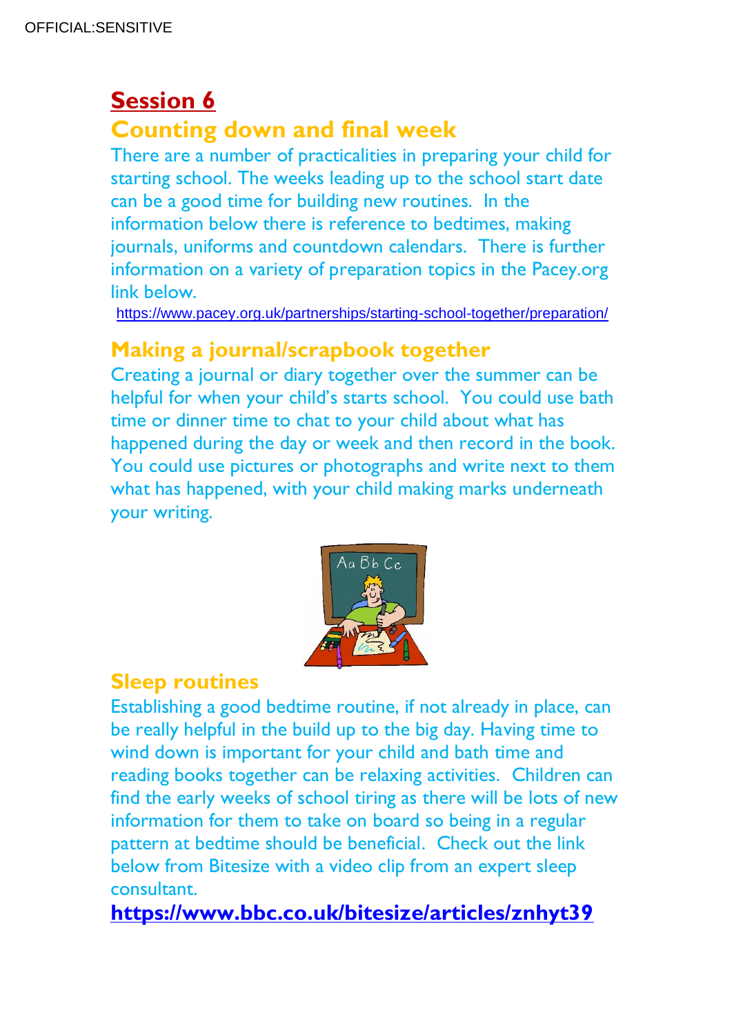OFFICIAL:SENSITIVE

## Session 6

## Counting down and final week

There are a number of practicalities in preparing your child for starting school. The weeks leading up to the school start date can be a good time for building new routines. In the information below there is reference to bedtimes, making journals, uniforms and countdown calendars. There is further information on a variety of preparation topics in the Pacey.org link below.

https://www.pacey.org.uk/partnerships/starting-school-together/preparation/

## Making a journal/scrapbook together

Creating a journal or diary together over the summer can be helpful for when your child's starts school. You could use bath time or dinner time to chat to your child about what has happened during the day or week and then record in the book. You could use pictures or photographs and write next to them what has happened, with your child making marks underneath your writing.

## Sleep routines

Establishing a good bedtime routine, if not already in place, can be really helpful in the build up to the big day. Having time to wind down is important for your child and bath time and reading books together can be relaxing activities. Children can find the early weeks of school tiring as there will be lots of new information for them to take on board so being in a regular pattern at bedtime should be beneficial. Check out the link below from Bitesize with a video clip from an expert sleep consultant.

**https://www.bbc.co.uk/bitesize/articles/znhyt39**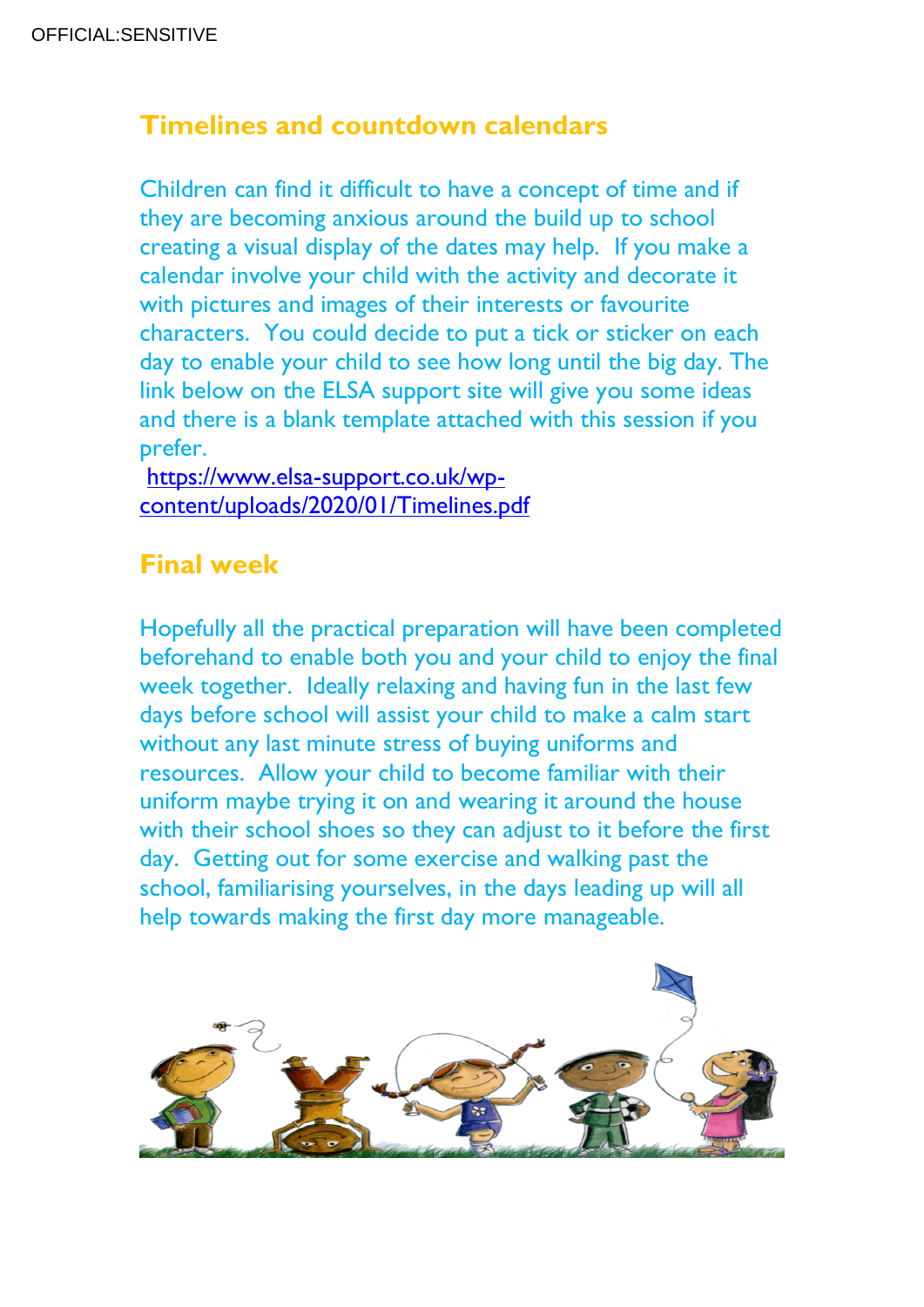## Timelines and countdown calendars

Children can find it difficult to have a concept of time and if they are becoming anxious around the build up to school creating a visual display of the dates may help. If you make a calendar involve your child with the activity and decorate it with pictures and images of their interests or favourite characters. You could decide to put a tick or sticker on each day to enable your child to see how long until the big day. The link below on the ELSA support site will give you some ideas and there is a blank template attached with this session if you prefer.
https://www.elsa-support.co.uk/wp-content/uploads/2020/01/Timelines.pdf

## Final week

Hopefully all the practical preparation will have been completed beforehand to enable both you and your child to enjoy the final week together. Ideally relaxing and having fun in the last few days before school will assist your child to make a calm start without any last minute stress of buying uniforms and resources. Allow your child to become familiar with their uniform maybe trying it on and wearing it around the house with their school shoes so they can adjust to it before the first day. Getting out for some exercise and walking past the school, familiarising yourselves, in the days leading up will all help towards making the first day more manageable.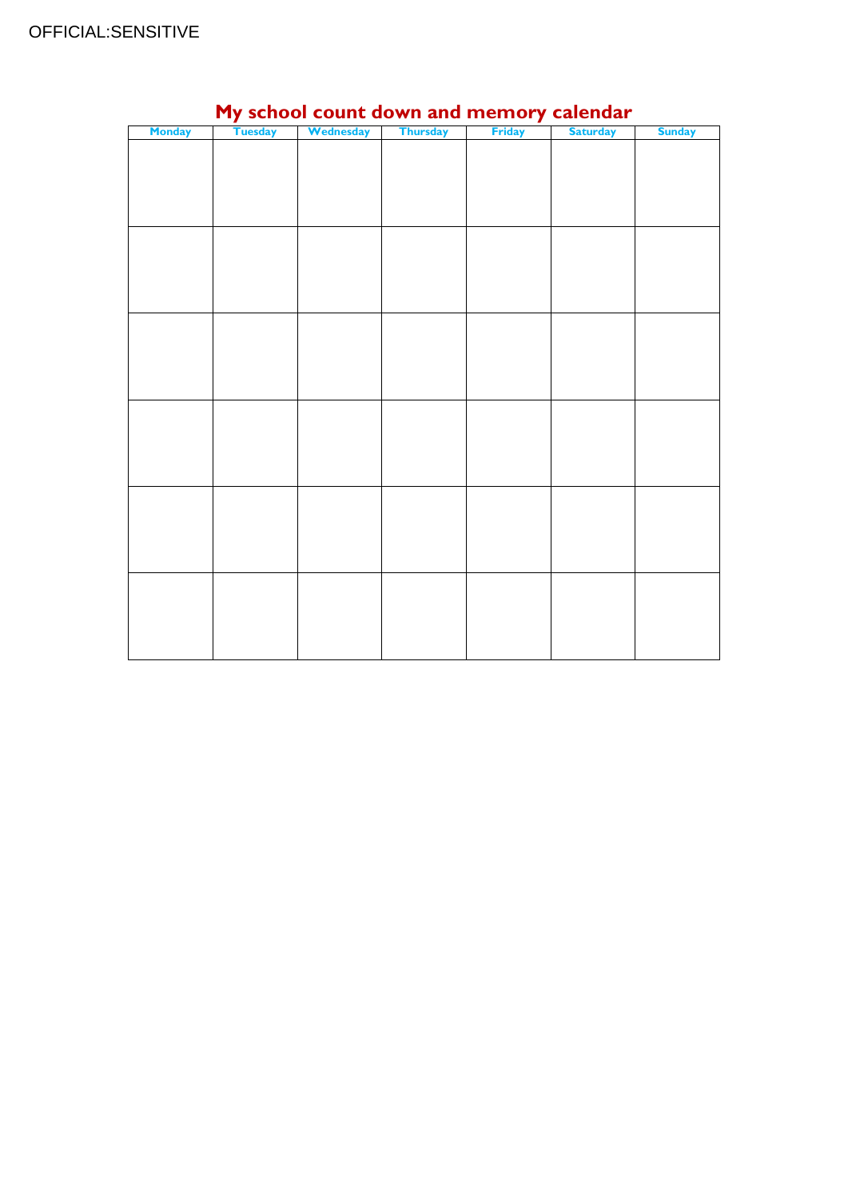# My school count down and memory calendar

| Monday | Tuesday | Wednesday | Thursday | Friday | Saturday | Sunday |
| --- | --- | --- | --- | --- | --- | --- |
| | | | | | | |
| | | | | | | |
| | | | | | | |
| | | | | | | |
| | | | | | | |
| | | | | | | |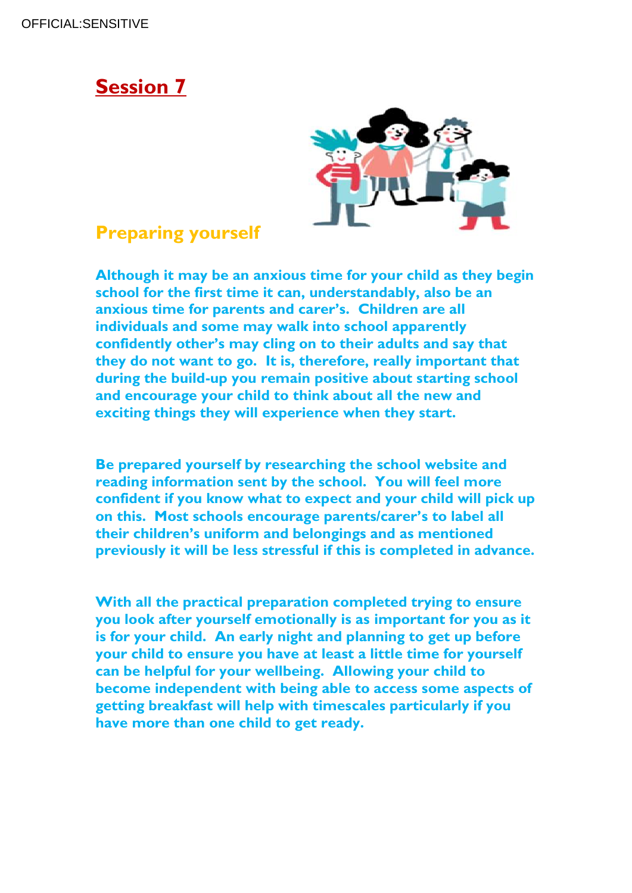# Session 7

## Preparing yourself

**Although it may be an anxious time for your child as they begin school for the first time it can, understandably, also be an anxious time for parents and carer's. Children are all individuals and some may walk into school apparently confidently other's may cling on to their adults and say that they do not want to go. It is, therefore, really important that during the build-up you remain positive about starting school and encourage your child to think about all the new and exciting things they will experience when they start.**

**Be prepared yourself by researching the school website and reading information sent by the school. You will feel more confident if you know what to expect and your child will pick up on this. Most schools encourage parents/carer's to label all their children's uniform and belongings and as mentioned previously it will be less stressful if this is completed in advance.**

**With all the practical preparation completed trying to ensure you look after yourself emotionally is as important for you as it is for your child. An early night and planning to get up before your child to ensure you have at least a little time for yourself can be helpful for your wellbeing. Allowing your child to become independent with being able to access some aspects of getting breakfast will help with timescales particularly if you have more than one child to get ready.**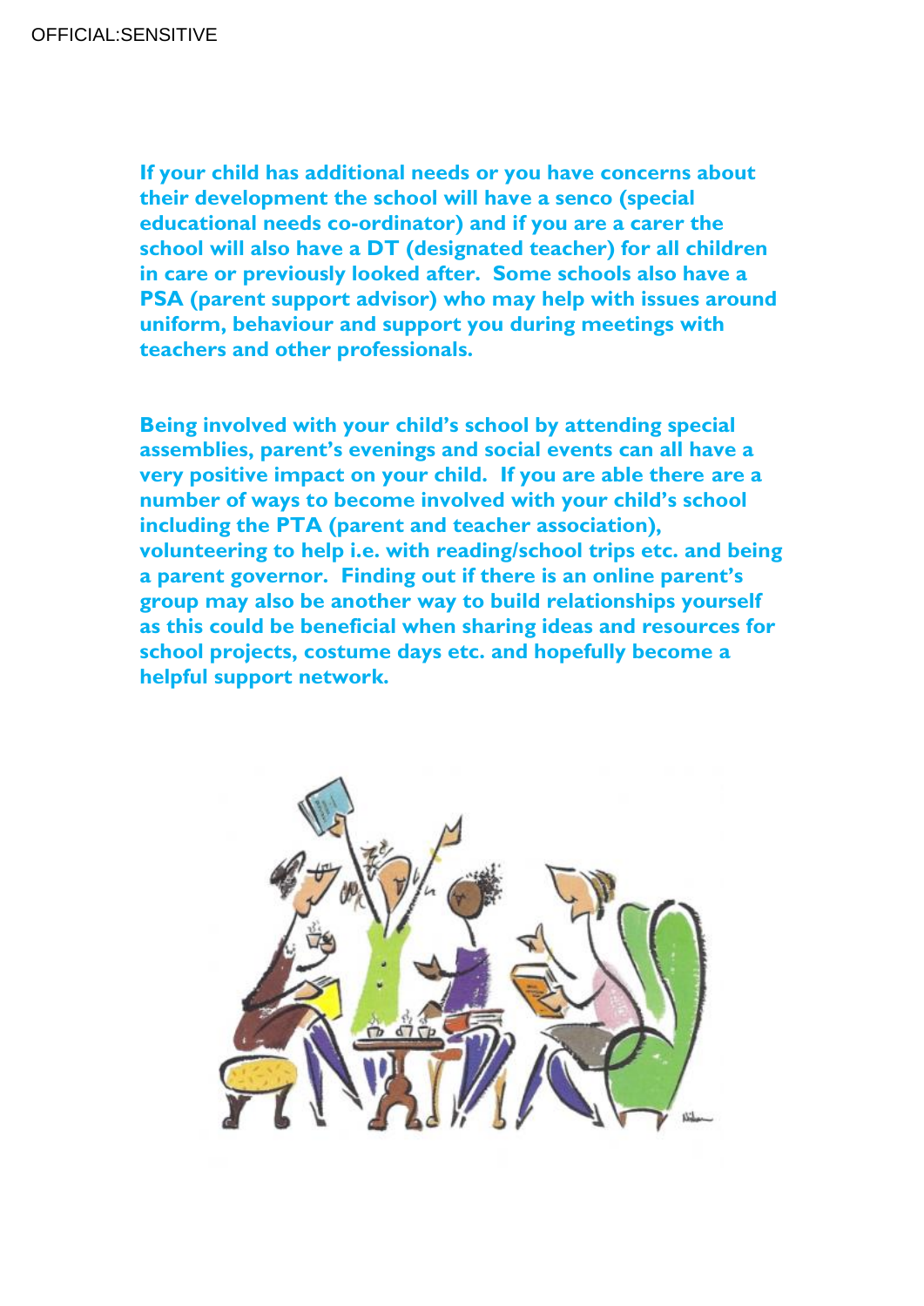**If your child has additional needs or you have concerns about their development the school will have a senco (special educational needs co-ordinator) and if you are a carer the school will also have a DT (designated teacher) for all children in care or previously looked after. Some schools also have a PSA (parent support advisor) who may help with issues around uniform, behaviour and support you during meetings with teachers and other professionals.**

**Being involved with your child's school by attending special assemblies, parent's evenings and social events can all have a very positive impact on your child. If you are able there are a number of ways to become involved with your child's school including the PTA (parent and teacher association), volunteering to help i.e. with reading/school trips etc. and being a parent governor. Finding out if there is an online parent's group may also be another way to build relationships yourself as this could be beneficial when sharing ideas and resources for school projects, costume days etc. and hopefully become a helpful support network.**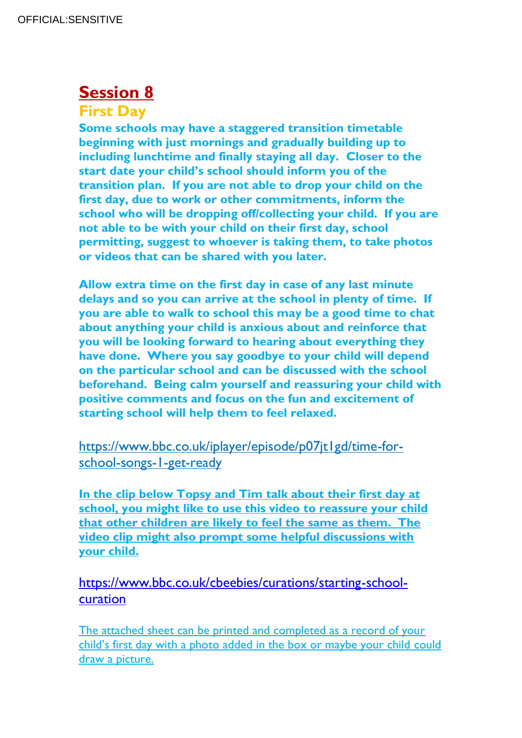# Session 8

## First Day

**Some schools may have a staggered transition timetable beginning with just mornings and gradually building up to including lunchtime and finally staying all day. Closer to the start date your child's school should inform you of the transition plan. If you are not able to drop your child on the first day, due to work or other commitments, inform the school who will be dropping off/collecting your child. If you are not able to be with your child on their first day, school permitting, suggest to whoever is taking them, to take photos or videos that can be shared with you later.**

**Allow extra time on the first day in case of any last minute delays and so you can arrive at the school in plenty of time. If you are able to walk to school this may be a good time to chat about anything your child is anxious about and reinforce that you will be looking forward to hearing about everything they have done. Where you say goodbye to your child will depend on the particular school and can be discussed with the school beforehand. Being calm yourself and reassuring your child with positive comments and focus on the fun and excitement of starting school will help them to feel relaxed.**

https://www.bbc.co.uk/iplayer/episode/p07jt1gd/time-for-school-songs-1-get-ready

**In the clip below Topsy and Tim talk about their first day at school, you might like to use this video to reassure your child that other children are likely to feel the same as them. The video clip might also prompt some helpful discussions with your child.**

https://www.bbc.co.uk/cbeebies/curations/starting-school-curation

The attached sheet can be printed and completed as a record of your child's first day with a photo added in the box or maybe your child could draw a picture.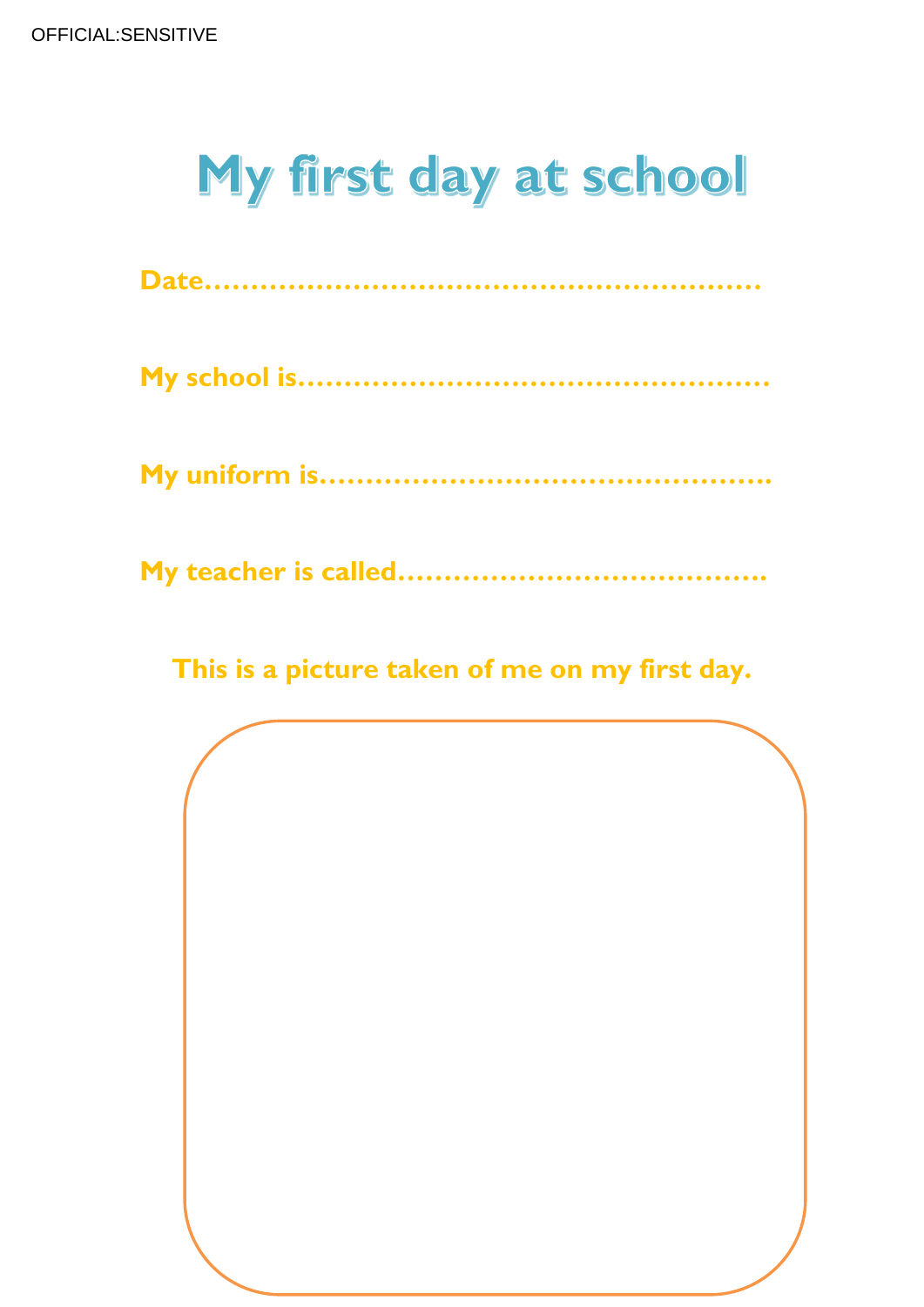OFFICIAL:SENSITIVE

# My first day at school

**Date………………………………………………….**

**My school is…………………………………………**

**My uniform is……………………………………….**

**My teacher is called………………………………..**

**This is a picture taken of me on my first day.**